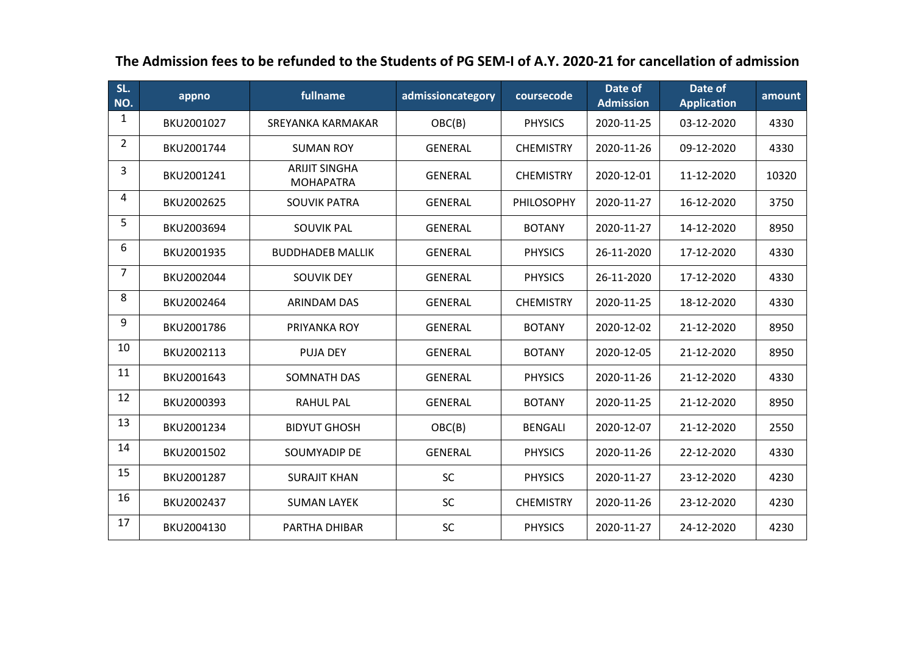# The Admission fees to be refunded to the Students of PG SEM-I of A.Y. 2020-21 for cancellation of admission

| SL. NO. | appno | fullname | admissioncategory | coursecode | Date of Admission | Date of Application | amount |
|---|---|---|---|---|---|---|---|
| 1 | BKU2001027 | SREYANKA KARMAKAR | OBC(B) | PHYSICS | 2020-11-25 | 03-12-2020 | 4330 |
| 2 | BKU2001744 | SUMAN ROY | GENERAL | CHEMISTRY | 2020-11-26 | 09-12-2020 | 4330 |
| 3 | BKU2001241 | ARIJIT SINGHA MOHAPATRA | GENERAL | CHEMISTRY | 2020-12-01 | 11-12-2020 | 10320 |
| 4 | BKU2002625 | SOUVIK PATRA | GENERAL | PHILOSOPHY | 2020-11-27 | 16-12-2020 | 3750 |
| 5 | BKU2003694 | SOUVIK PAL | GENERAL | BOTANY | 2020-11-27 | 14-12-2020 | 8950 |
| 6 | BKU2001935 | BUDDHADEB MALLIK | GENERAL | PHYSICS | 26-11-2020 | 17-12-2020 | 4330 |
| 7 | BKU2002044 | SOUVIK DEY | GENERAL | PHYSICS | 26-11-2020 | 17-12-2020 | 4330 |
| 8 | BKU2002464 | ARINDAM DAS | GENERAL | CHEMISTRY | 2020-11-25 | 18-12-2020 | 4330 |
| 9 | BKU2001786 | PRIYANKA ROY | GENERAL | BOTANY | 2020-12-02 | 21-12-2020 | 8950 |
| 10 | BKU2002113 | PUJA DEY | GENERAL | BOTANY | 2020-12-05 | 21-12-2020 | 8950 |
| 11 | BKU2001643 | SOMNATH DAS | GENERAL | PHYSICS | 2020-11-26 | 21-12-2020 | 4330 |
| 12 | BKU2000393 | RAHUL PAL | GENERAL | BOTANY | 2020-11-25 | 21-12-2020 | 8950 |
| 13 | BKU2001234 | BIDYUT GHOSH | OBC(B) | BENGALI | 2020-12-07 | 21-12-2020 | 2550 |
| 14 | BKU2001502 | SOUMYADIP DE | GENERAL | PHYSICS | 2020-11-26 | 22-12-2020 | 4330 |
| 15 | BKU2001287 | SURAJIT KHAN | SC | PHYSICS | 2020-11-27 | 23-12-2020 | 4230 |
| 16 | BKU2002437 | SUMAN LAYEK | SC | CHEMISTRY | 2020-11-26 | 23-12-2020 | 4230 |
| 17 | BKU2004130 | PARTHA DHIBAR | SC | PHYSICS | 2020-11-27 | 24-12-2020 | 4230 |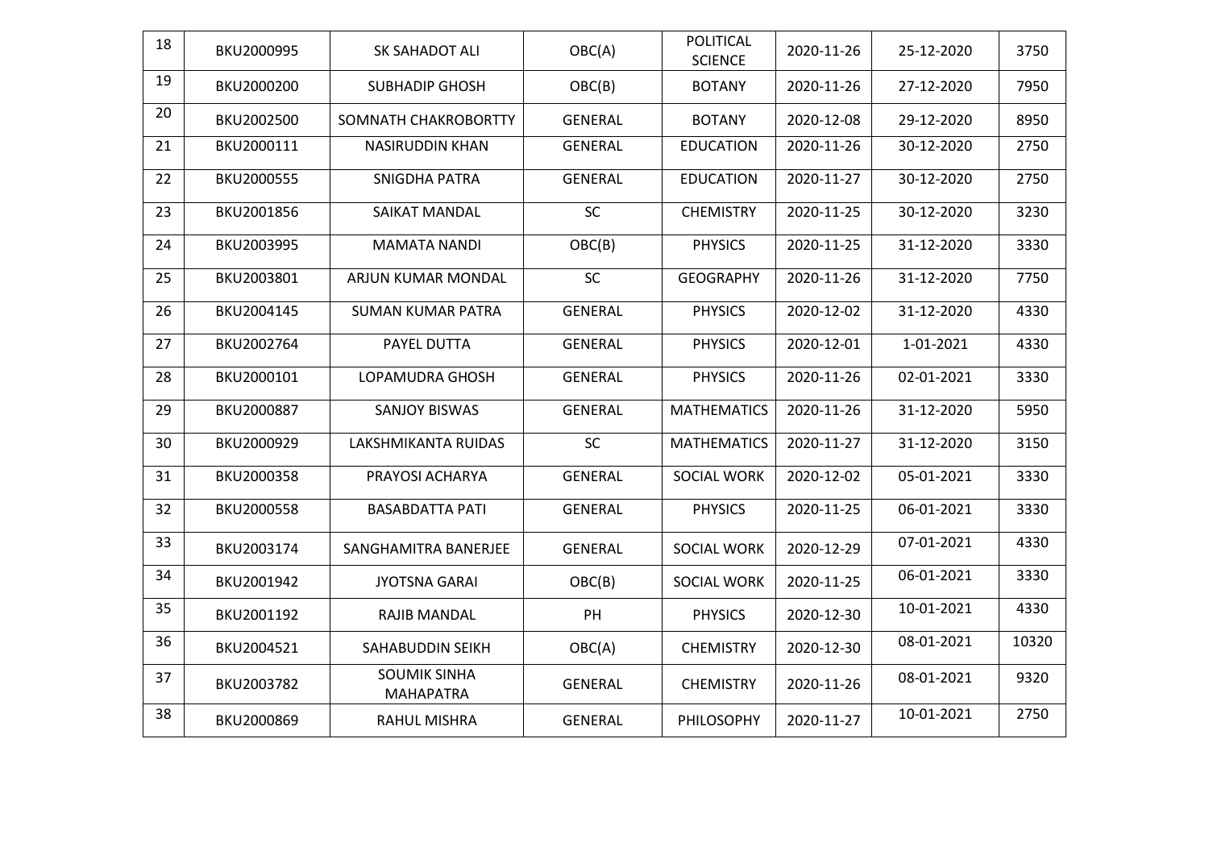| 18 | BKU2000995 | SK SAHADOT ALI | OBC(A) | POLITICAL SCIENCE | 2020-11-26 | 25-12-2020 | 3750 |
|---|---|---|---|---|---|---|---|
| 19 | BKU2000200 | SUBHADIP GHOSH | OBC(B) | BOTANY | 2020-11-26 | 27-12-2020 | 7950 |
| 20 | BKU2002500 | SOMNATH CHAKROBORTTY | GENERAL | BOTANY | 2020-12-08 | 29-12-2020 | 8950 |
| 21 | BKU2000111 | NASIRUDDIN KHAN | GENERAL | EDUCATION | 2020-11-26 | 30-12-2020 | 2750 |
| 22 | BKU2000555 | SNIGDHA PATRA | GENERAL | EDUCATION | 2020-11-27 | 30-12-2020 | 2750 |
| 23 | BKU2001856 | SAIKAT MANDAL | SC | CHEMISTRY | 2020-11-25 | 30-12-2020 | 3230 |
| 24 | BKU2003995 | MAMATA NANDI | OBC(B) | PHYSICS | 2020-11-25 | 31-12-2020 | 3330 |
| 25 | BKU2003801 | ARJUN KUMAR MONDAL | SC | GEOGRAPHY | 2020-11-26 | 31-12-2020 | 7750 |
| 26 | BKU2004145 | SUMAN KUMAR PATRA | GENERAL | PHYSICS | 2020-12-02 | 31-12-2020 | 4330 |
| 27 | BKU2002764 | PAYEL DUTTA | GENERAL | PHYSICS | 2020-12-01 | 1-01-2021 | 4330 |
| 28 | BKU2000101 | LOPAMUDRA GHOSH | GENERAL | PHYSICS | 2020-11-26 | 02-01-2021 | 3330 |
| 29 | BKU2000887 | SANJOY BISWAS | GENERAL | MATHEMATICS | 2020-11-26 | 31-12-2020 | 5950 |
| 30 | BKU2000929 | LAKSHMIKANTA RUIDAS | SC | MATHEMATICS | 2020-11-27 | 31-12-2020 | 3150 |
| 31 | BKU2000358 | PRAYOSI ACHARYA | GENERAL | SOCIAL WORK | 2020-12-02 | 05-01-2021 | 3330 |
| 32 | BKU2000558 | BASABDATTA PATI | GENERAL | PHYSICS | 2020-11-25 | 06-01-2021 | 3330 |
| 33 | BKU2003174 | SANGHAMITRA BANERJEE | GENERAL | SOCIAL WORK | 2020-12-29 | 07-01-2021 | 4330 |
| 34 | BKU2001942 | JYOTSNA GARAI | OBC(B) | SOCIAL WORK | 2020-11-25 | 06-01-2021 | 3330 |
| 35 | BKU2001192 | RAJIB MANDAL | PH | PHYSICS | 2020-12-30 | 10-01-2021 | 4330 |
| 36 | BKU2004521 | SAHABUDDIN SEIKH | OBC(A) | CHEMISTRY | 2020-12-30 | 08-01-2021 | 10320 |
| 37 | BKU2003782 | SOUMIK SINHA MAHAPATRA | GENERAL | CHEMISTRY | 2020-11-26 | 08-01-2021 | 9320 |
| 38 | BKU2000869 | RAHUL MISHRA | GENERAL | PHILOSOPHY | 2020-11-27 | 10-01-2021 | 2750 |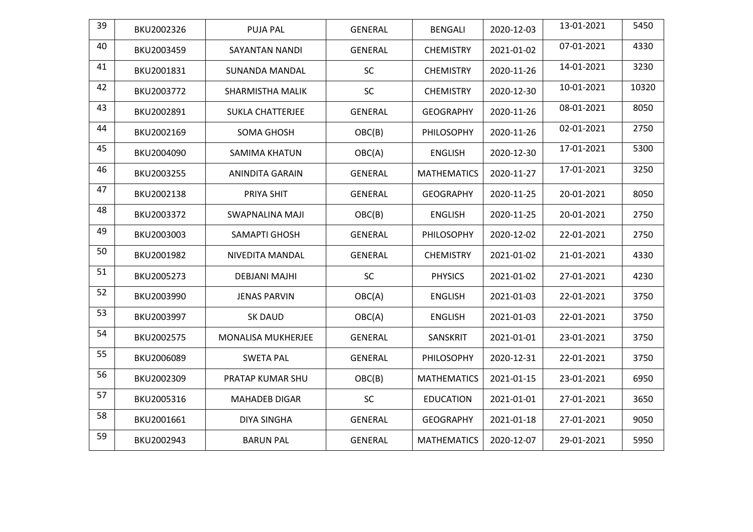| 39 | BKU2002326 | PUJA PAL | GENERAL | BENGALI | 2020-12-03 | 13-01-2021 | 5450 |
|---|---|---|---|---|---|---|---|
| 40 | BKU2003459 | SAYANTAN NANDI | GENERAL | CHEMISTRY | 2021-01-02 | 07-01-2021 | 4330 |
| 41 | BKU2001831 | SUNANDA MANDAL | SC | CHEMISTRY | 2020-11-26 | 14-01-2021 | 3230 |
| 42 | BKU2003772 | SHARMISTHA MALIK | SC | CHEMISTRY | 2020-12-30 | 10-01-2021 | 10320 |
| 43 | BKU2002891 | SUKLA CHATTERJEE | GENERAL | GEOGRAPHY | 2020-11-26 | 08-01-2021 | 8050 |
| 44 | BKU2002169 | SOMA GHOSH | OBC(B) | PHILOSOPHY | 2020-11-26 | 02-01-2021 | 2750 |
| 45 | BKU2004090 | SAMIMA KHATUN | OBC(A) | ENGLISH | 2020-12-30 | 17-01-2021 | 5300 |
| 46 | BKU2003255 | ANINDITA GARAIN | GENERAL | MATHEMATICS | 2020-11-27 | 17-01-2021 | 3250 |
| 47 | BKU2002138 | PRIYA SHIT | GENERAL | GEOGRAPHY | 2020-11-25 | 20-01-2021 | 8050 |
| 48 | BKU2003372 | SWAPNALINA MAJI | OBC(B) | ENGLISH | 2020-11-25 | 20-01-2021 | 2750 |
| 49 | BKU2003003 | SAMAPTI GHOSH | GENERAL | PHILOSOPHY | 2020-12-02 | 22-01-2021 | 2750 |
| 50 | BKU2001982 | NIVEDITA MANDAL | GENERAL | CHEMISTRY | 2021-01-02 | 21-01-2021 | 4330 |
| 51 | BKU2005273 | DEBJANI MAJHI | SC | PHYSICS | 2021-01-02 | 27-01-2021 | 4230 |
| 52 | BKU2003990 | JENAS PARVIN | OBC(A) | ENGLISH | 2021-01-03 | 22-01-2021 | 3750 |
| 53 | BKU2003997 | SK DAUD | OBC(A) | ENGLISH | 2021-01-03 | 22-01-2021 | 3750 |
| 54 | BKU2002575 | MONALISA MUKHERJEE | GENERAL | SANSKRIT | 2021-01-01 | 23-01-2021 | 3750 |
| 55 | BKU2006089 | SWETA PAL | GENERAL | PHILOSOPHY | 2020-12-31 | 22-01-2021 | 3750 |
| 56 | BKU2002309 | PRATAP KUMAR SHU | OBC(B) | MATHEMATICS | 2021-01-15 | 23-01-2021 | 6950 |
| 57 | BKU2005316 | MAHADEB DIGAR | SC | EDUCATION | 2021-01-01 | 27-01-2021 | 3650 |
| 58 | BKU2001661 | DIYA SINGHA | GENERAL | GEOGRAPHY | 2021-01-18 | 27-01-2021 | 9050 |
| 59 | BKU2002943 | BARUN PAL | GENERAL | MATHEMATICS | 2020-12-07 | 29-01-2021 | 5950 |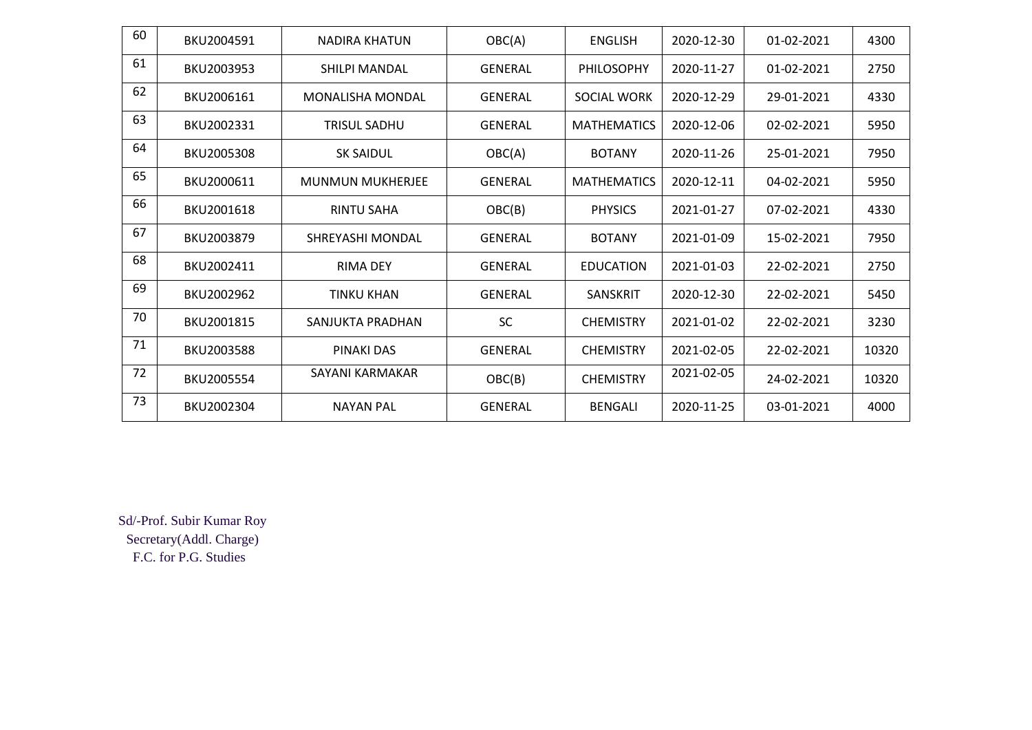| | | | | | | | |
|---|---|---|---|---|---|---|---|
| 60 | BKU2004591 | NADIRA KHATUN | OBC(A) | ENGLISH | 2020-12-30 | 01-02-2021 | 4300 |
| 61 | BKU2003953 | SHILPI MANDAL | GENERAL | PHILOSOPHY | 2020-11-27 | 01-02-2021 | 2750 |
| 62 | BKU2006161 | MONALISHA MONDAL | GENERAL | SOCIAL WORK | 2020-12-29 | 29-01-2021 | 4330 |
| 63 | BKU2002331 | TRISUL SADHU | GENERAL | MATHEMATICS | 2020-12-06 | 02-02-2021 | 5950 |
| 64 | BKU2005308 | SK SAIDUL | OBC(A) | BOTANY | 2020-11-26 | 25-01-2021 | 7950 |
| 65 | BKU2000611 | MUNMUN MUKHERJEE | GENERAL | MATHEMATICS | 2020-12-11 | 04-02-2021 | 5950 |
| 66 | BKU2001618 | RINTU SAHA | OBC(B) | PHYSICS | 2021-01-27 | 07-02-2021 | 4330 |
| 67 | BKU2003879 | SHREYASHI MONDAL | GENERAL | BOTANY | 2021-01-09 | 15-02-2021 | 7950 |
| 68 | BKU2002411 | RIMA DEY | GENERAL | EDUCATION | 2021-01-03 | 22-02-2021 | 2750 |
| 69 | BKU2002962 | TINKU KHAN | GENERAL | SANSKRIT | 2020-12-30 | 22-02-2021 | 5450 |
| 70 | BKU2001815 | SANJUKTA PRADHAN | SC | CHEMISTRY | 2021-01-02 | 22-02-2021 | 3230 |
| 71 | BKU2003588 | PINAKI DAS | GENERAL | CHEMISTRY | 2021-02-05 | 22-02-2021 | 10320 |
| 72 | BKU2005554 | SAYANI KARMAKAR | OBC(B) | CHEMISTRY | 2021-02-05 | 24-02-2021 | 10320 |
| 73 | BKU2002304 | NAYAN PAL | GENERAL | BENGALI | 2020-11-25 | 03-01-2021 | 4000 |

Sd/-Prof. Subir Kumar Roy
Secretary(Addl. Charge)
F.C. for P.G. Studies